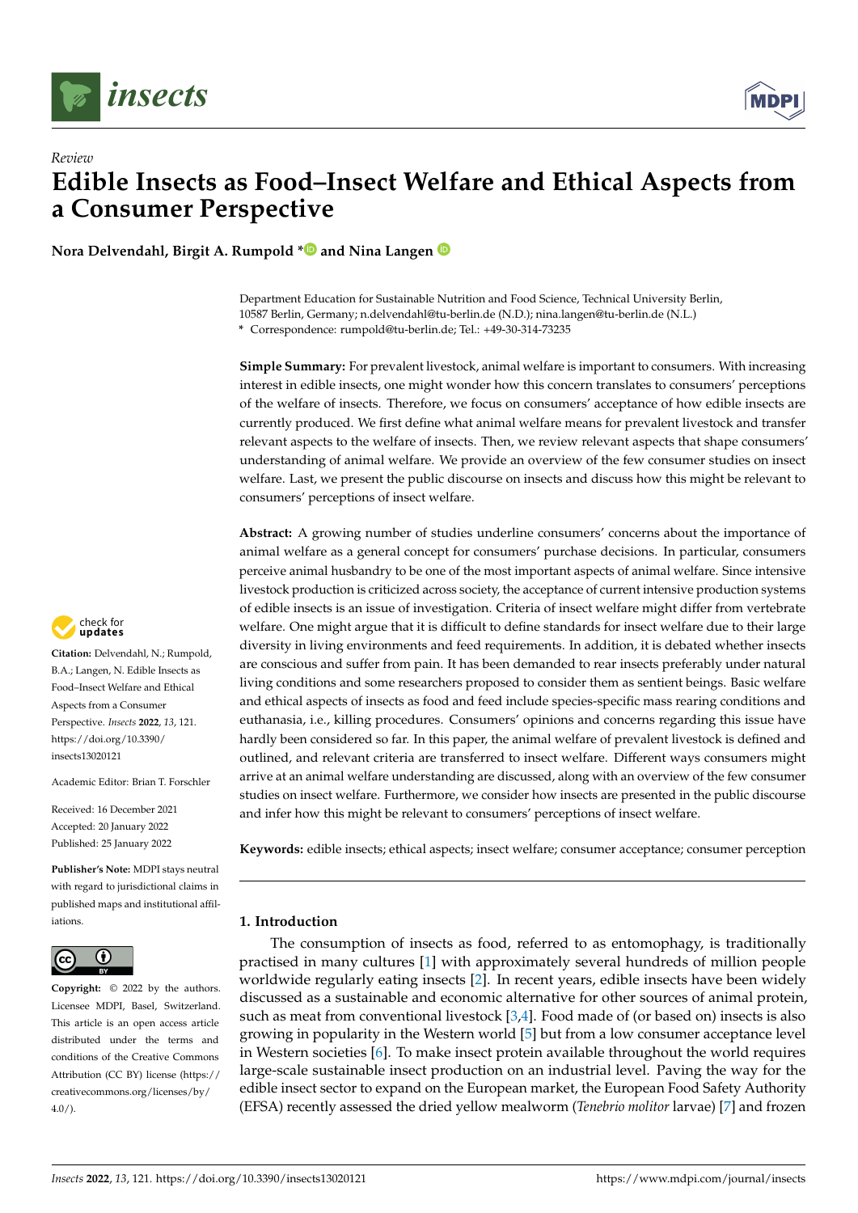Review

# Edible Insects as Food–Insect Welfare and Ethical Aspects from a Consumer Perspective

**Nora Delvendahl, Birgit A. Rumpold * and Nina Langen**

Department Education for Sustainable Nutrition and Food Science, Technical University Berlin, 10587 Berlin, Germany; n.delvendahl@tu-berlin.de (N.D.); nina.langen@tu-berlin.de (N.L.)
* Correspondence: rumpold@tu-berlin.de; Tel.: +49-30-314-73235

**Simple Summary:** For prevalent livestock, animal welfare is important to consumers. With increasing interest in edible insects, one might wonder how this concern translates to consumers' perceptions of the welfare of insects. Therefore, we focus on consumers' acceptance of how edible insects are currently produced. We first define what animal welfare means for prevalent livestock and transfer relevant aspects to the welfare of insects. Then, we review relevant aspects that shape consumers' understanding of animal welfare. We provide an overview of the few consumer studies on insect welfare. Last, we present the public discourse on insects and discuss how this might be relevant to consumers' perceptions of insect welfare.

**Abstract:** A growing number of studies underline consumers' concerns about the importance of animal welfare as a general concept for consumers' purchase decisions. In particular, consumers perceive animal husbandry to be one of the most important aspects of animal welfare. Since intensive livestock production is criticized across society, the acceptance of current intensive production systems of edible insects is an issue of investigation. Criteria of insect welfare might differ from vertebrate welfare. One might argue that it is difficult to define standards for insect welfare due to their large diversity in living environments and feed requirements. In addition, it is debated whether insects are conscious and suffer from pain. It has been demanded to rear insects preferably under natural living conditions and some researchers proposed to consider them as sentient beings. Basic welfare and ethical aspects of insects as food and feed include species-specific mass rearing conditions and euthanasia, i.e., killing procedures. Consumers' opinions and concerns regarding this issue have hardly been considered so far. In this paper, the animal welfare of prevalent livestock is defined and outlined, and relevant criteria are transferred to insect welfare. Different ways consumers might arrive at an animal welfare understanding are discussed, along with an overview of the few consumer studies on insect welfare. Furthermore, we consider how insects are presented in the public discourse and infer how this might be relevant to consumers' perceptions of insect welfare.

**Keywords:** edible insects; ethical aspects; insect welfare; consumer acceptance; consumer perception

**Citation:** Delvendahl, N.; Rumpold, B.A.; Langen, N. Edible Insects as Food–Insect Welfare and Ethical Aspects from a Consumer Perspective. *Insects* **2022**, *13*, 121. https://doi.org/10.3390/insects13020121

Academic Editor: Brian T. Forschler

Received: 16 December 2021
Accepted: 20 January 2022
Published: 25 January 2022

**Publisher's Note:** MDPI stays neutral with regard to jurisdictional claims in published maps and institutional affiliations.

**Copyright:** © 2022 by the authors. Licensee MDPI, Basel, Switzerland. This article is an open access article distributed under the terms and conditions of the Creative Commons Attribution (CC BY) license (https://creativecommons.org/licenses/by/4.0/).

## 1. Introduction

The consumption of insects as food, referred to as entomophagy, is traditionally practised in many cultures [1] with approximately several hundreds of million people worldwide regularly eating insects [2]. In recent years, edible insects have been widely discussed as a sustainable and economic alternative for other sources of animal protein, such as meat from conventional livestock [3,4]. Food made of (or based on) insects is also growing in popularity in the Western world [5] but from a low consumer acceptance level in Western societies [6]. To make insect protein available throughout the world requires large-scale sustainable insect production on an industrial level. Paving the way for the edible insect sector to expand on the European market, the European Food Safety Authority (EFSA) recently assessed the dried yellow mealworm (*Tenebrio molitor* larvae) [7] and frozen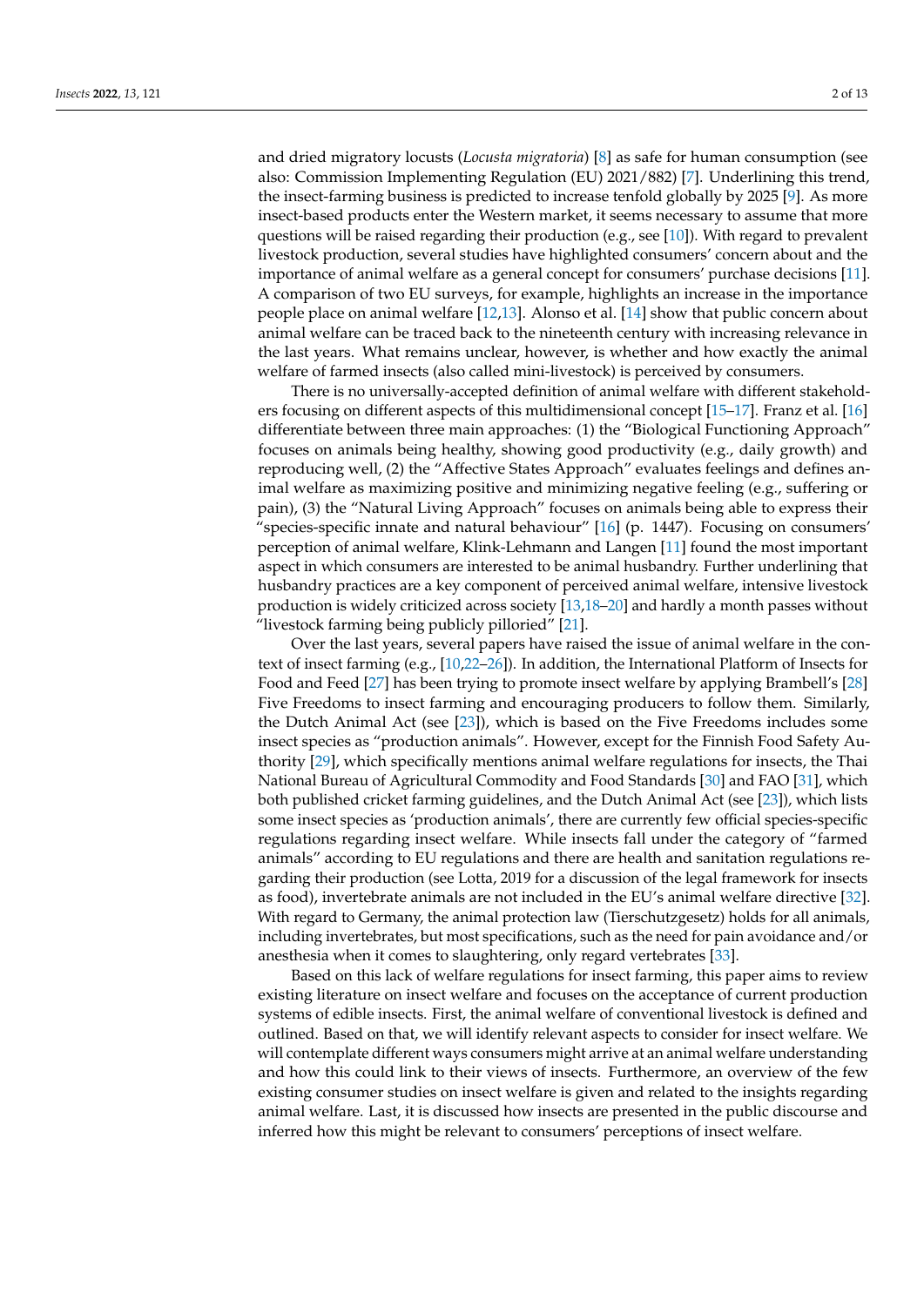and dried migratory locusts (*Locusta migratoria*) [8] as safe for human consumption (see also: Commission Implementing Regulation (EU) 2021/882) [7]. Underlining this trend, the insect-farming business is predicted to increase tenfold globally by 2025 [9]. As more insect-based products enter the Western market, it seems necessary to assume that more questions will be raised regarding their production (e.g., see [10]). With regard to prevalent livestock production, several studies have highlighted consumers' concern about and the importance of animal welfare as a general concept for consumers' purchase decisions [11]. A comparison of two EU surveys, for example, highlights an increase in the importance people place on animal welfare [12,13]. Alonso et al. [14] show that public concern about animal welfare can be traced back to the nineteenth century with increasing relevance in the last years. What remains unclear, however, is whether and how exactly the animal welfare of farmed insects (also called mini-livestock) is perceived by consumers.

There is no universally-accepted definition of animal welfare with different stakeholders focusing on different aspects of this multidimensional concept [15–17]. Franz et al. [16] differentiate between three main approaches: (1) the "Biological Functioning Approach" focuses on animals being healthy, showing good productivity (e.g., daily growth) and reproducing well, (2) the "Affective States Approach" evaluates feelings and defines animal welfare as maximizing positive and minimizing negative feeling (e.g., suffering or pain), (3) the "Natural Living Approach" focuses on animals being able to express their "species-specific innate and natural behaviour" [16] (p. 1447). Focusing on consumers' perception of animal welfare, Klink-Lehmann and Langen [11] found the most important aspect in which consumers are interested to be animal husbandry. Further underlining that husbandry practices are a key component of perceived animal welfare, intensive livestock production is widely criticized across society [13,18–20] and hardly a month passes without "livestock farming being publicly pilloried" [21].

Over the last years, several papers have raised the issue of animal welfare in the context of insect farming (e.g., [10,22–26]). In addition, the International Platform of Insects for Food and Feed [27] has been trying to promote insect welfare by applying Brambell's [28] Five Freedoms to insect farming and encouraging producers to follow them. Similarly, the Dutch Animal Act (see [23]), which is based on the Five Freedoms includes some insect species as "production animals". However, except for the Finnish Food Safety Authority [29], which specifically mentions animal welfare regulations for insects, the Thai National Bureau of Agricultural Commodity and Food Standards [30] and FAO [31], which both published cricket farming guidelines, and the Dutch Animal Act (see [23]), which lists some insect species as 'production animals', there are currently few official species-specific regulations regarding insect welfare. While insects fall under the category of "farmed animals" according to EU regulations and there are health and sanitation regulations regarding their production (see Lotta, 2019 for a discussion of the legal framework for insects as food), invertebrate animals are not included in the EU's animal welfare directive [32]. With regard to Germany, the animal protection law (Tierschutzgesetz) holds for all animals, including invertebrates, but most specifications, such as the need for pain avoidance and/or anesthesia when it comes to slaughtering, only regard vertebrates [33].

Based on this lack of welfare regulations for insect farming, this paper aims to review existing literature on insect welfare and focuses on the acceptance of current production systems of edible insects. First, the animal welfare of conventional livestock is defined and outlined. Based on that, we will identify relevant aspects to consider for insect welfare. We will contemplate different ways consumers might arrive at an animal welfare understanding and how this could link to their views of insects. Furthermore, an overview of the few existing consumer studies on insect welfare is given and related to the insights regarding animal welfare. Last, it is discussed how insects are presented in the public discourse and inferred how this might be relevant to consumers' perceptions of insect welfare.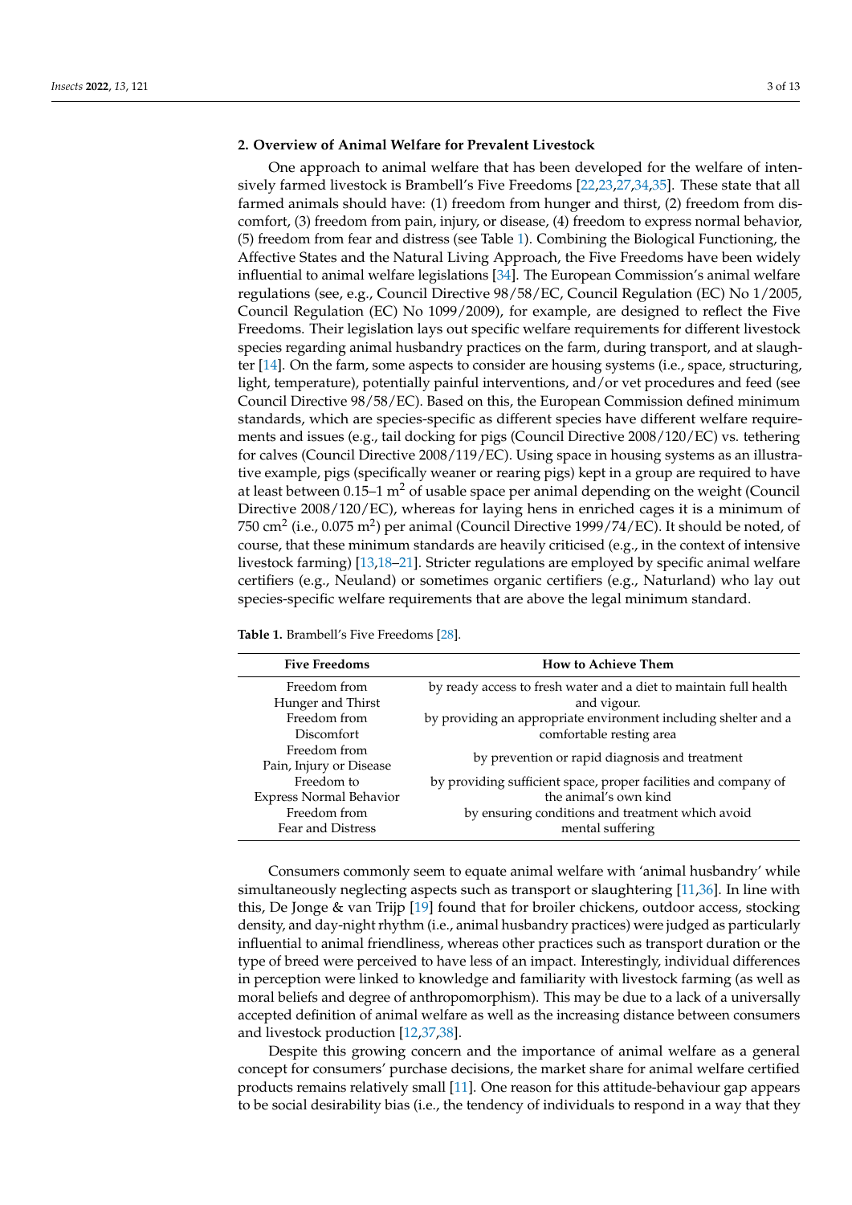## 2. Overview of Animal Welfare for Prevalent Livestock

One approach to animal welfare that has been developed for the welfare of intensively farmed livestock is Brambell's Five Freedoms [22,23,27,34,35]. These state that all farmed animals should have: (1) freedom from hunger and thirst, (2) freedom from discomfort, (3) freedom from pain, injury, or disease, (4) freedom to express normal behavior, (5) freedom from fear and distress (see Table 1). Combining the Biological Functioning, the Affective States and the Natural Living Approach, the Five Freedoms have been widely influential to animal welfare legislations [34]. The European Commission's animal welfare regulations (see, e.g., Council Directive 98/58/EC, Council Regulation (EC) No 1/2005, Council Regulation (EC) No 1099/2009), for example, are designed to reflect the Five Freedoms. Their legislation lays out specific welfare requirements for different livestock species regarding animal husbandry practices on the farm, during transport, and at slaughter [14]. On the farm, some aspects to consider are housing systems (i.e., space, structuring, light, temperature), potentially painful interventions, and/or vet procedures and feed (see Council Directive 98/58/EC). Based on this, the European Commission defined minimum standards, which are species-specific as different species have different welfare requirements and issues (e.g., tail docking for pigs (Council Directive 2008/120/EC) vs. tethering for calves (Council Directive 2008/119/EC). Using space in housing systems as an illustrative example, pigs (specifically weaner or rearing pigs) kept in a group are required to have at least between 0.15–1 $m^2$ of usable space per animal depending on the weight (Council Directive 2008/120/EC), whereas for laying hens in enriched cages it is a minimum of 750 $cm^2$ (i.e., 0.075 $m^2$) per animal (Council Directive 1999/74/EC). It should be noted, of course, that these minimum standards are heavily criticised (e.g., in the context of intensive livestock farming) [13,18–21]. Stricter regulations are employed by specific animal welfare certifiers (e.g., Neuland) or sometimes organic certifiers (e.g., Naturland) who lay out species-specific welfare requirements that are above the legal minimum standard.

**Table 1.** Brambell's Five Freedoms [28].

| Five Freedoms | How to Achieve Them |
| --- | --- |
| Freedom from Hunger and Thirst | by ready access to fresh water and a diet to maintain full health and vigour. |
| Freedom from Discomfort | by providing an appropriate environment including shelter and a comfortable resting area |
| Freedom from Pain, Injury or Disease | by prevention or rapid diagnosis and treatment |
| Freedom to Express Normal Behavior | by providing sufficient space, proper facilities and company of the animal's own kind |
| Freedom from Fear and Distress | by ensuring conditions and treatment which avoid mental suffering |

Consumers commonly seem to equate animal welfare with 'animal husbandry' while simultaneously neglecting aspects such as transport or slaughtering [11,36]. In line with this, De Jonge & van Trijp [19] found that for broiler chickens, outdoor access, stocking density, and day-night rhythm (i.e., animal husbandry practices) were judged as particularly influential to animal friendliness, whereas other practices such as transport duration or the type of breed were perceived to have less of an impact. Interestingly, individual differences in perception were linked to knowledge and familiarity with livestock farming (as well as moral beliefs and degree of anthropomorphism). This may be due to a lack of a universally accepted definition of animal welfare as well as the increasing distance between consumers and livestock production [12,37,38].

Despite this growing concern and the importance of animal welfare as a general concept for consumers' purchase decisions, the market share for animal welfare certified products remains relatively small [11]. One reason for this attitude-behaviour gap appears to be social desirability bias (i.e., the tendency of individuals to respond in a way that they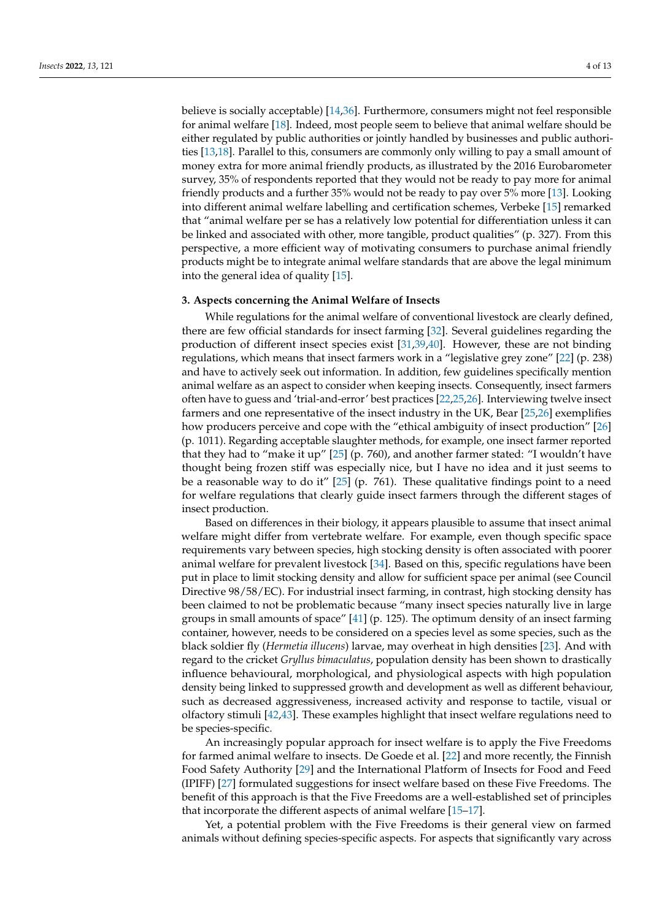believe is socially acceptable) [14,36]. Furthermore, consumers might not feel responsible for animal welfare [18]. Indeed, most people seem to believe that animal welfare should be either regulated by public authorities or jointly handled by businesses and public authorities [13,18]. Parallel to this, consumers are commonly only willing to pay a small amount of money extra for more animal friendly products, as illustrated by the 2016 Eurobarometer survey, 35% of respondents reported that they would not be ready to pay more for animal friendly products and a further 35% would not be ready to pay over 5% more [13]. Looking into different animal welfare labelling and certification schemes, Verbeke [15] remarked that "animal welfare per se has a relatively low potential for differentiation unless it can be linked and associated with other, more tangible, product qualities" (p. 327). From this perspective, a more efficient way of motivating consumers to purchase animal friendly products might be to integrate animal welfare standards that are above the legal minimum into the general idea of quality [15].

## 3. Aspects concerning the Animal Welfare of Insects

While regulations for the animal welfare of conventional livestock are clearly defined, there are few official standards for insect farming [32]. Several guidelines regarding the production of different insect species exist [31,39,40]. However, these are not binding regulations, which means that insect farmers work in a "legislative grey zone" [22] (p. 238) and have to actively seek out information. In addition, few guidelines specifically mention animal welfare as an aspect to consider when keeping insects. Consequently, insect farmers often have to guess and 'trial-and-error' best practices [22,25,26]. Interviewing twelve insect farmers and one representative of the insect industry in the UK, Bear [25,26] exemplifies how producers perceive and cope with the "ethical ambiguity of insect production" [26] (p. 1011). Regarding acceptable slaughter methods, for example, one insect farmer reported that they had to "make it up" [25] (p. 760), and another farmer stated: "I wouldn't have thought being frozen stiff was especially nice, but I have no idea and it just seems to be a reasonable way to do it" [25] (p. 761). These qualitative findings point to a need for welfare regulations that clearly guide insect farmers through the different stages of insect production.

Based on differences in their biology, it appears plausible to assume that insect animal welfare might differ from vertebrate welfare. For example, even though specific space requirements vary between species, high stocking density is often associated with poorer animal welfare for prevalent livestock [34]. Based on this, specific regulations have been put in place to limit stocking density and allow for sufficient space per animal (see Council Directive 98/58/EC). For industrial insect farming, in contrast, high stocking density has been claimed to not be problematic because "many insect species naturally live in large groups in small amounts of space" [41] (p. 125). The optimum density of an insect farming container, however, needs to be considered on a species level as some species, such as the black soldier fly (*Hermetia illucens*) larvae, may overheat in high densities [23]. And with regard to the cricket *Gryllus bimaculatus*, population density has been shown to drastically influence behavioural, morphological, and physiological aspects with high population density being linked to suppressed growth and development as well as different behaviour, such as decreased aggressiveness, increased activity and response to tactile, visual or olfactory stimuli [42,43]. These examples highlight that insect welfare regulations need to be species-specific.

An increasingly popular approach for insect welfare is to apply the Five Freedoms for farmed animal welfare to insects. De Goede et al. [22] and more recently, the Finnish Food Safety Authority [29] and the International Platform of Insects for Food and Feed (IPIFF) [27] formulated suggestions for insect welfare based on these Five Freedoms. The benefit of this approach is that the Five Freedoms are a well-established set of principles that incorporate the different aspects of animal welfare [15–17].

Yet, a potential problem with the Five Freedoms is their general view on farmed animals without defining species-specific aspects. For aspects that significantly vary across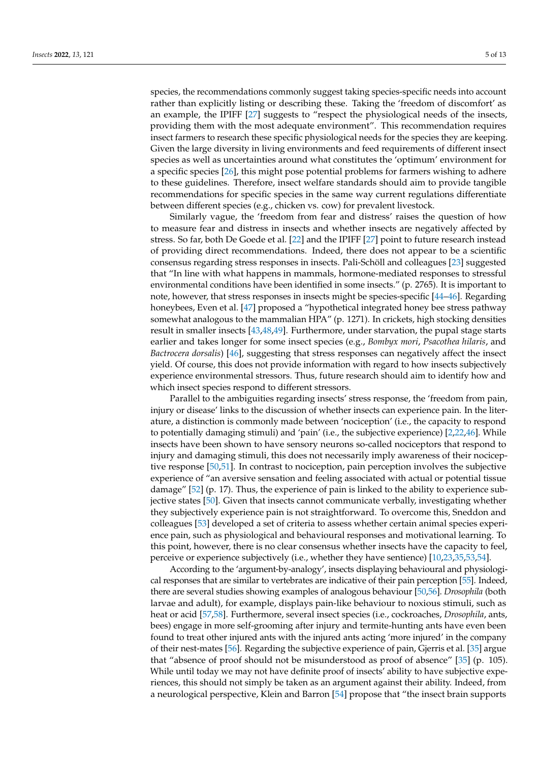species, the recommendations commonly suggest taking species-specific needs into account rather than explicitly listing or describing these. Taking the 'freedom of discomfort' as an example, the IPIFF [27] suggests to "respect the physiological needs of the insects, providing them with the most adequate environment". This recommendation requires insect farmers to research these specific physiological needs for the species they are keeping. Given the large diversity in living environments and feed requirements of different insect species as well as uncertainties around what constitutes the 'optimum' environment for a specific species [26], this might pose potential problems for farmers wishing to adhere to these guidelines. Therefore, insect welfare standards should aim to provide tangible recommendations for specific species in the same way current regulations differentiate between different species (e.g., chicken vs. cow) for prevalent livestock.

Similarly vague, the 'freedom from fear and distress' raises the question of how to measure fear and distress in insects and whether insects are negatively affected by stress. So far, both De Goede et al. [22] and the IPIFF [27] point to future research instead of providing direct recommendations. Indeed, there does not appear to be a scientific consensus regarding stress responses in insects. Pali-Schöll and colleagues [23] suggested that "In line with what happens in mammals, hormone-mediated responses to stressful environmental conditions have been identified in some insects." (p. 2765). It is important to note, however, that stress responses in insects might be species-specific [44–46]. Regarding honeybees, Even et al. [47] proposed a "hypothetical integrated honey bee stress pathway somewhat analogous to the mammalian HPA" (p. 1271). In crickets, high stocking densities result in smaller insects [43,48,49]. Furthermore, under starvation, the pupal stage starts earlier and takes longer for some insect species (e.g., *Bombyx mori*, *Psacothea hilaris*, and *Bactrocera dorsalis*) [46], suggesting that stress responses can negatively affect the insect yield. Of course, this does not provide information with regard to how insects subjectively experience environmental stressors. Thus, future research should aim to identify how and which insect species respond to different stressors.

Parallel to the ambiguities regarding insects' stress response, the 'freedom from pain, injury or disease' links to the discussion of whether insects can experience pain. In the literature, a distinction is commonly made between 'nociception' (i.e., the capacity to respond to potentially damaging stimuli) and 'pain' (i.e., the subjective experience) [2,22,46]. While insects have been shown to have sensory neurons so-called nociceptors that respond to injury and damaging stimuli, this does not necessarily imply awareness of their nociceptive response [50,51]. In contrast to nociception, pain perception involves the subjective experience of "an aversive sensation and feeling associated with actual or potential tissue damage" [52] (p. 17). Thus, the experience of pain is linked to the ability to experience subjective states [50]. Given that insects cannot communicate verbally, investigating whether they subjectively experience pain is not straightforward. To overcome this, Sneddon and colleagues [53] developed a set of criteria to assess whether certain animal species experience pain, such as physiological and behavioural responses and motivational learning. To this point, however, there is no clear consensus whether insects have the capacity to feel, perceive or experience subjectively (i.e., whether they have sentience) [10,23,35,53,54].

According to the 'argument-by-analogy', insects displaying behavioural and physiological responses that are similar to vertebrates are indicative of their pain perception [55]. Indeed, there are several studies showing examples of analogous behaviour [50,56]. *Drosophila* (both larvae and adult), for example, displays pain-like behaviour to noxious stimuli, such as heat or acid [57,58]. Furthermore, several insect species (i.e., cockroaches, *Drosophila*, ants, bees) engage in more self-grooming after injury and termite-hunting ants have even been found to treat other injured ants with the injured ants acting 'more injured' in the company of their nest-mates [56]. Regarding the subjective experience of pain, Gjerris et al. [35] argue that "absence of proof should not be misunderstood as proof of absence" [35] (p. 105). While until today we may not have definite proof of insects' ability to have subjective experiences, this should not simply be taken as an argument against their ability. Indeed, from a neurological perspective, Klein and Barron [54] propose that "the insect brain supports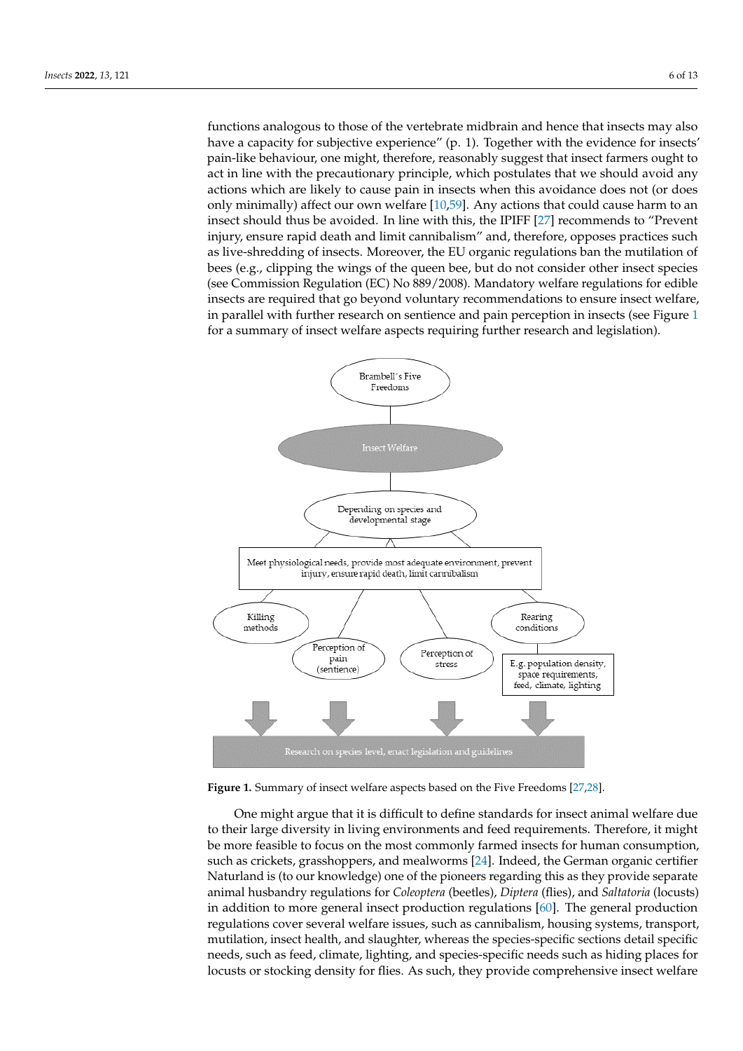functions analogous to those of the vertebrate midbrain and hence that insects may also have a capacity for subjective experience" (p. 1). Together with the evidence for insects' pain-like behaviour, one might, therefore, reasonably suggest that insect farmers ought to act in line with the precautionary principle, which postulates that we should avoid any actions which are likely to cause pain in insects when this avoidance does not (or does only minimally) affect our own welfare [10,59]. Any actions that could cause harm to an insect should thus be avoided. In line with this, the IPIFF [27] recommends to "Prevent injury, ensure rapid death and limit cannibalism" and, therefore, opposes practices such as live-shredding of insects. Moreover, the EU organic regulations ban the mutilation of bees (e.g., clipping the wings of the queen bee, but do not consider other insect species (see Commission Regulation (EC) No 889/2008). Mandatory welfare regulations for edible insects are required that go beyond voluntary recommendations to ensure insect welfare, in parallel with further research on sentience and pain perception in insects (see Figure 1 for a summary of insect welfare aspects requiring further research and legislation).

**Figure 1.** Summary of insect welfare aspects based on the Five Freedoms [27,28].

One might argue that it is difficult to define standards for insect animal welfare due to their large diversity in living environments and feed requirements. Therefore, it might be more feasible to focus on the most commonly farmed insects for human consumption, such as crickets, grasshoppers, and mealworms [24]. Indeed, the German organic certifier Naturland is (to our knowledge) one of the pioneers regarding this as they provide separate animal husbandry regulations for *Coleoptera* (beetles), *Diptera* (flies), and *Saltatoria* (locusts) in addition to more general insect production regulations [60]. The general production regulations cover several welfare issues, such as cannibalism, housing systems, transport, mutilation, insect health, and slaughter, whereas the species-specific sections detail specific needs, such as feed, climate, lighting, and species-specific needs such as hiding places for locusts or stocking density for flies. As such, they provide comprehensive insect welfare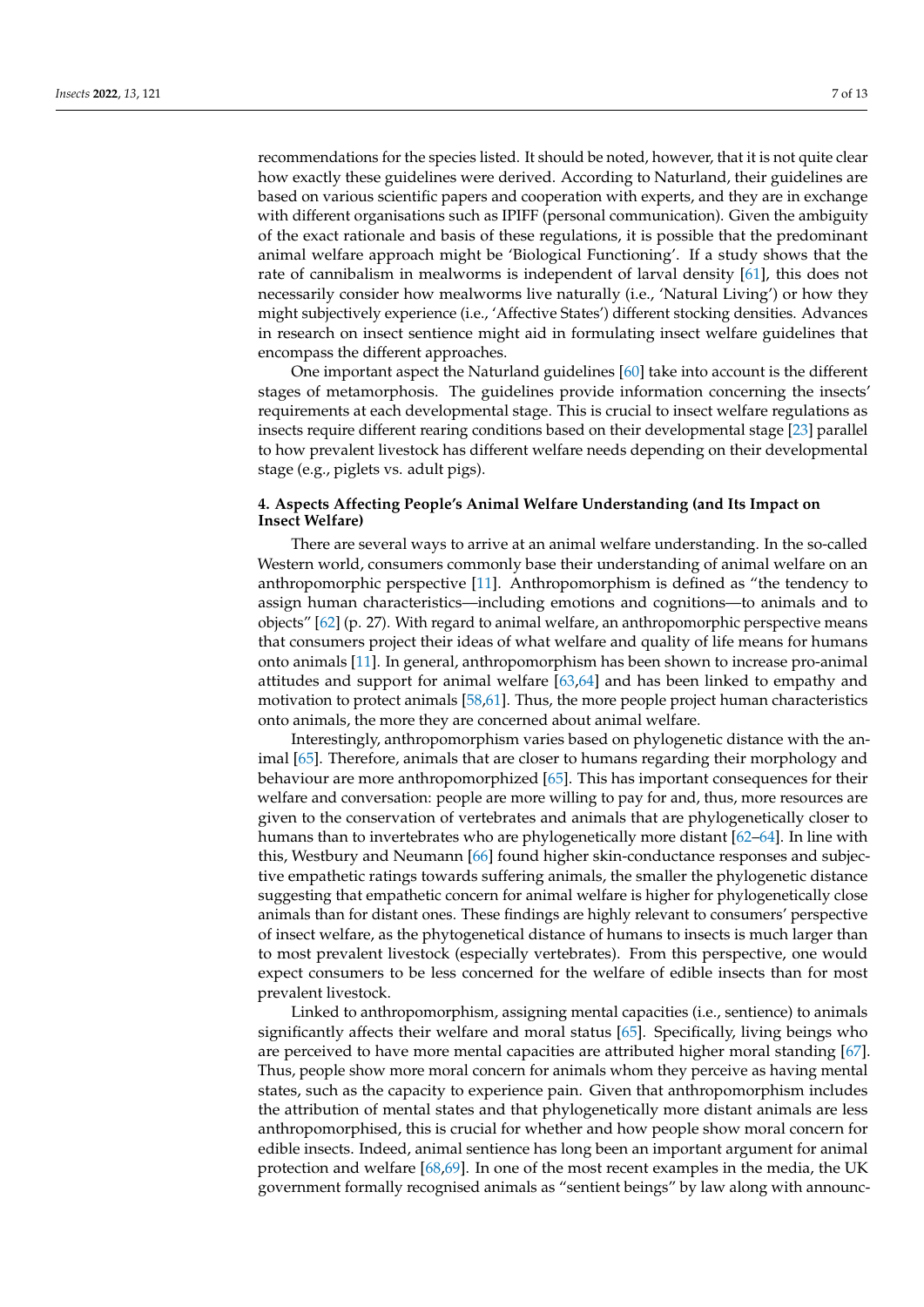recommendations for the species listed. It should be noted, however, that it is not quite clear how exactly these guidelines were derived. According to Naturland, their guidelines are based on various scientific papers and cooperation with experts, and they are in exchange with different organisations such as IPIFF (personal communication). Given the ambiguity of the exact rationale and basis of these regulations, it is possible that the predominant animal welfare approach might be 'Biological Functioning'. If a study shows that the rate of cannibalism in mealworms is independent of larval density [61], this does not necessarily consider how mealworms live naturally (i.e., 'Natural Living') or how they might subjectively experience (i.e., 'Affective States') different stocking densities. Advances in research on insect sentience might aid in formulating insect welfare guidelines that encompass the different approaches.

One important aspect the Naturland guidelines [60] take into account is the different stages of metamorphosis. The guidelines provide information concerning the insects' requirements at each developmental stage. This is crucial to insect welfare regulations as insects require different rearing conditions based on their developmental stage [23] parallel to how prevalent livestock has different welfare needs depending on their developmental stage (e.g., piglets vs. adult pigs).

## 4. Aspects Affecting People's Animal Welfare Understanding (and Its Impact on Insect Welfare)

There are several ways to arrive at an animal welfare understanding. In the so-called Western world, consumers commonly base their understanding of animal welfare on an anthropomorphic perspective [11]. Anthropomorphism is defined as "the tendency to assign human characteristics—including emotions and cognitions—to animals and to objects" [62] (p. 27). With regard to animal welfare, an anthropomorphic perspective means that consumers project their ideas of what welfare and quality of life means for humans onto animals [11]. In general, anthropomorphism has been shown to increase pro-animal attitudes and support for animal welfare [63,64] and has been linked to empathy and motivation to protect animals [58,61]. Thus, the more people project human characteristics onto animals, the more they are concerned about animal welfare.

Interestingly, anthropomorphism varies based on phylogenetic distance with the animal [65]. Therefore, animals that are closer to humans regarding their morphology and behaviour are more anthropomorphized [65]. This has important consequences for their welfare and conversation: people are more willing to pay for and, thus, more resources are given to the conservation of vertebrates and animals that are phylogenetically closer to humans than to invertebrates who are phylogenetically more distant [62–64]. In line with this, Westbury and Neumann [66] found higher skin-conductance responses and subjective empathetic ratings towards suffering animals, the smaller the phylogenetic distance suggesting that empathetic concern for animal welfare is higher for phylogenetically close animals than for distant ones. These findings are highly relevant to consumers' perspective of insect welfare, as the phytogenetical distance of humans to insects is much larger than to most prevalent livestock (especially vertebrates). From this perspective, one would expect consumers to be less concerned for the welfare of edible insects than for most prevalent livestock.

Linked to anthropomorphism, assigning mental capacities (i.e., sentience) to animals significantly affects their welfare and moral status [65]. Specifically, living beings who are perceived to have more mental capacities are attributed higher moral standing [67]. Thus, people show more moral concern for animals whom they perceive as having mental states, such as the capacity to experience pain. Given that anthropomorphism includes the attribution of mental states and that phylogenetically more distant animals are less anthropomorphised, this is crucial for whether and how people show moral concern for edible insects. Indeed, animal sentience has long been an important argument for animal protection and welfare [68,69]. In one of the most recent examples in the media, the UK government formally recognised animals as "sentient beings" by law along with announc-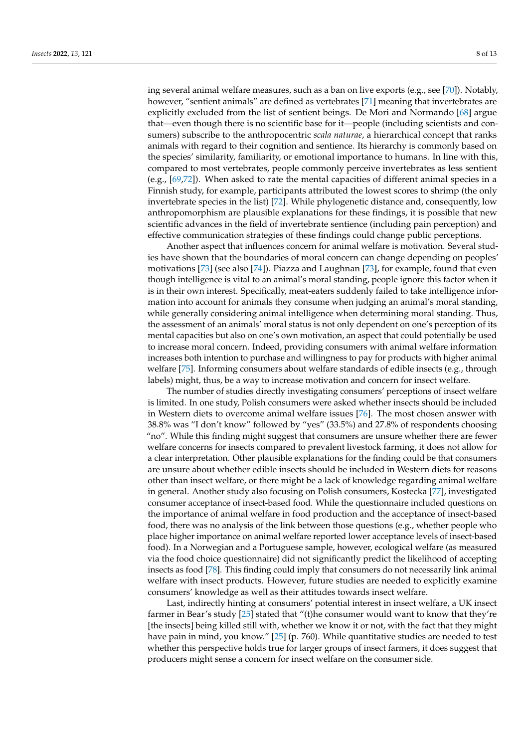ing several animal welfare measures, such as a ban on live exports (e.g., see [70]). Notably, however, "sentient animals" are defined as vertebrates [71] meaning that invertebrates are explicitly excluded from the list of sentient beings. De Mori and Normando [68] argue that—even though there is no scientific base for it—people (including scientists and consumers) subscribe to the anthropocentric *scala naturae*, a hierarchical concept that ranks animals with regard to their cognition and sentience. Its hierarchy is commonly based on the species' similarity, familiarity, or emotional importance to humans. In line with this, compared to most vertebrates, people commonly perceive invertebrates as less sentient (e.g., [69,72]). When asked to rate the mental capacities of different animal species in a Finnish study, for example, participants attributed the lowest scores to shrimp (the only invertebrate species in the list) [72]. While phylogenetic distance and, consequently, low anthropomorphism are plausible explanations for these findings, it is possible that new scientific advances in the field of invertebrate sentience (including pain perception) and effective communication strategies of these findings could change public perceptions.

Another aspect that influences concern for animal welfare is motivation. Several studies have shown that the boundaries of moral concern can change depending on peoples' motivations [73] (see also [74]). Piazza and Laughnan [73], for example, found that even though intelligence is vital to an animal's moral standing, people ignore this factor when it is in their own interest. Specifically, meat-eaters suddenly failed to take intelligence information into account for animals they consume when judging an animal's moral standing, while generally considering animal intelligence when determining moral standing. Thus, the assessment of an animals' moral status is not only dependent on one's perception of its mental capacities but also on one's own motivation, an aspect that could potentially be used to increase moral concern. Indeed, providing consumers with animal welfare information increases both intention to purchase and willingness to pay for products with higher animal welfare [75]. Informing consumers about welfare standards of edible insects (e.g., through labels) might, thus, be a way to increase motivation and concern for insect welfare.

The number of studies directly investigating consumers' perceptions of insect welfare is limited. In one study, Polish consumers were asked whether insects should be included in Western diets to overcome animal welfare issues [76]. The most chosen answer with 38.8% was "I don't know" followed by "yes" (33.5%) and 27.8% of respondents choosing "no". While this finding might suggest that consumers are unsure whether there are fewer welfare concerns for insects compared to prevalent livestock farming, it does not allow for a clear interpretation. Other plausible explanations for the finding could be that consumers are unsure about whether edible insects should be included in Western diets for reasons other than insect welfare, or there might be a lack of knowledge regarding animal welfare in general. Another study also focusing on Polish consumers, Kostecka [77], investigated consumer acceptance of insect-based food. While the questionnaire included questions on the importance of animal welfare in food production and the acceptance of insect-based food, there was no analysis of the link between those questions (e.g., whether people who place higher importance on animal welfare reported lower acceptance levels of insect-based food). In a Norwegian and a Portuguese sample, however, ecological welfare (as measured via the food choice questionnaire) did not significantly predict the likelihood of accepting insects as food [78]. This finding could imply that consumers do not necessarily link animal welfare with insect products. However, future studies are needed to explicitly examine consumers' knowledge as well as their attitudes towards insect welfare.

Last, indirectly hinting at consumers' potential interest in insect welfare, a UK insect farmer in Bear's study [25] stated that "(t)he consumer would want to know that they're [the insects] being killed still with, whether we know it or not, with the fact that they might have pain in mind, you know." [25] (p. 760). While quantitative studies are needed to test whether this perspective holds true for larger groups of insect farmers, it does suggest that producers might sense a concern for insect welfare on the consumer side.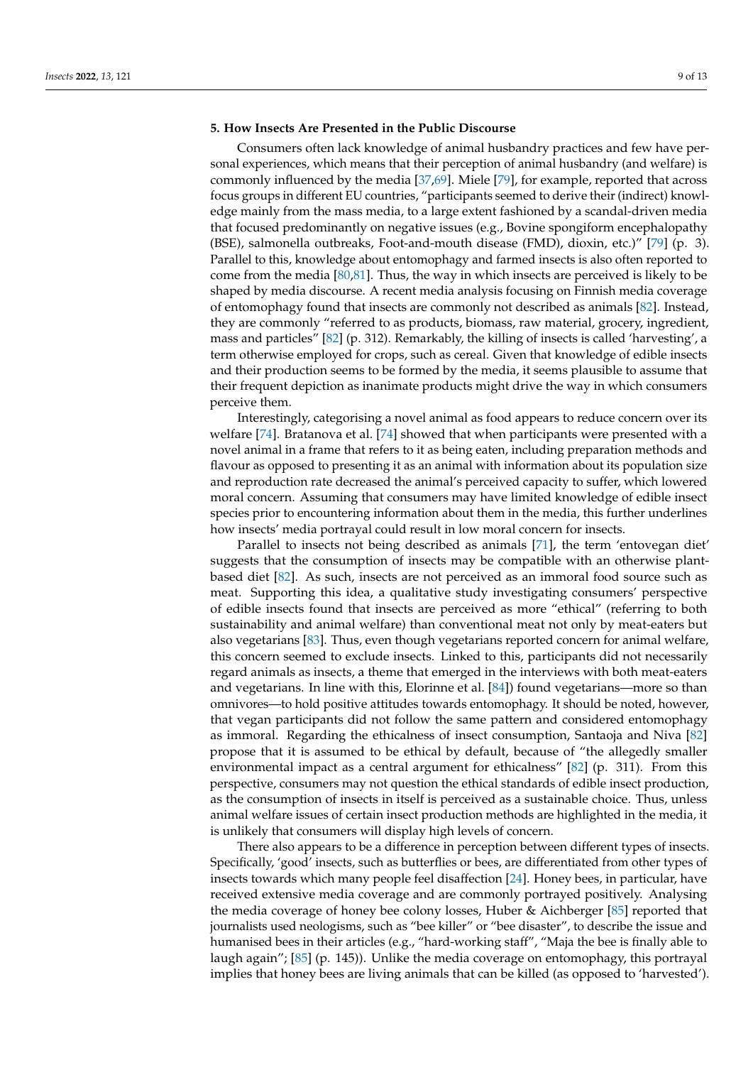## 5. How Insects Are Presented in the Public Discourse

Consumers often lack knowledge of animal husbandry practices and few have personal experiences, which means that their perception of animal husbandry (and welfare) is commonly influenced by the media [37,69]. Miele [79], for example, reported that across focus groups in different EU countries, "participants seemed to derive their (indirect) knowledge mainly from the mass media, to a large extent fashioned by a scandal-driven media that focused predominantly on negative issues (e.g., Bovine spongiform encephalopathy (BSE), salmonella outbreaks, Foot-and-mouth disease (FMD), dioxin, etc.)" [79] (p. 3). Parallel to this, knowledge about entomophagy and farmed insects is also often reported to come from the media [80,81]. Thus, the way in which insects are perceived is likely to be shaped by media discourse. A recent media analysis focusing on Finnish media coverage of entomophagy found that insects are commonly not described as animals [82]. Instead, they are commonly "referred to as products, biomass, raw material, grocery, ingredient, mass and particles" [82] (p. 312). Remarkably, the killing of insects is called 'harvesting', a term otherwise employed for crops, such as cereal. Given that knowledge of edible insects and their production seems to be formed by the media, it seems plausible to assume that their frequent depiction as inanimate products might drive the way in which consumers perceive them.

Interestingly, categorising a novel animal as food appears to reduce concern over its welfare [74]. Bratanova et al. [74] showed that when participants were presented with a novel animal in a frame that refers to it as being eaten, including preparation methods and flavour as opposed to presenting it as an animal with information about its population size and reproduction rate decreased the animal's perceived capacity to suffer, which lowered moral concern. Assuming that consumers may have limited knowledge of edible insect species prior to encountering information about them in the media, this further underlines how insects' media portrayal could result in low moral concern for insects.

Parallel to insects not being described as animals [71], the term 'entovegan diet' suggests that the consumption of insects may be compatible with an otherwise plant-based diet [82]. As such, insects are not perceived as an immoral food source such as meat. Supporting this idea, a qualitative study investigating consumers' perspective of edible insects found that insects are perceived as more "ethical" (referring to both sustainability and animal welfare) than conventional meat not only by meat-eaters but also vegetarians [83]. Thus, even though vegetarians reported concern for animal welfare, this concern seemed to exclude insects. Linked to this, participants did not necessarily regard animals as insects, a theme that emerged in the interviews with both meat-eaters and vegetarians. In line with this, Elorinne et al. [84]) found vegetarians—more so than omnivores—to hold positive attitudes towards entomophagy. It should be noted, however, that vegan participants did not follow the same pattern and considered entomophagy as immoral. Regarding the ethicalness of insect consumption, Santaoja and Niva [82] propose that it is assumed to be ethical by default, because of "the allegedly smaller environmental impact as a central argument for ethicalness" [82] (p. 311). From this perspective, consumers may not question the ethical standards of edible insect production, as the consumption of insects in itself is perceived as a sustainable choice. Thus, unless animal welfare issues of certain insect production methods are highlighted in the media, it is unlikely that consumers will display high levels of concern.

There also appears to be a difference in perception between different types of insects. Specifically, 'good' insects, such as butterflies or bees, are differentiated from other types of insects towards which many people feel disaffection [24]. Honey bees, in particular, have received extensive media coverage and are commonly portrayed positively. Analysing the media coverage of honey bee colony losses, Huber & Aichberger [85] reported that journalists used neologisms, such as "bee killer" or "bee disaster", to describe the issue and humanised bees in their articles (e.g., "hard-working staff", "Maja the bee is finally able to laugh again"; [85] (p. 145)). Unlike the media coverage on entomophagy, this portrayal implies that honey bees are living animals that can be killed (as opposed to 'harvested').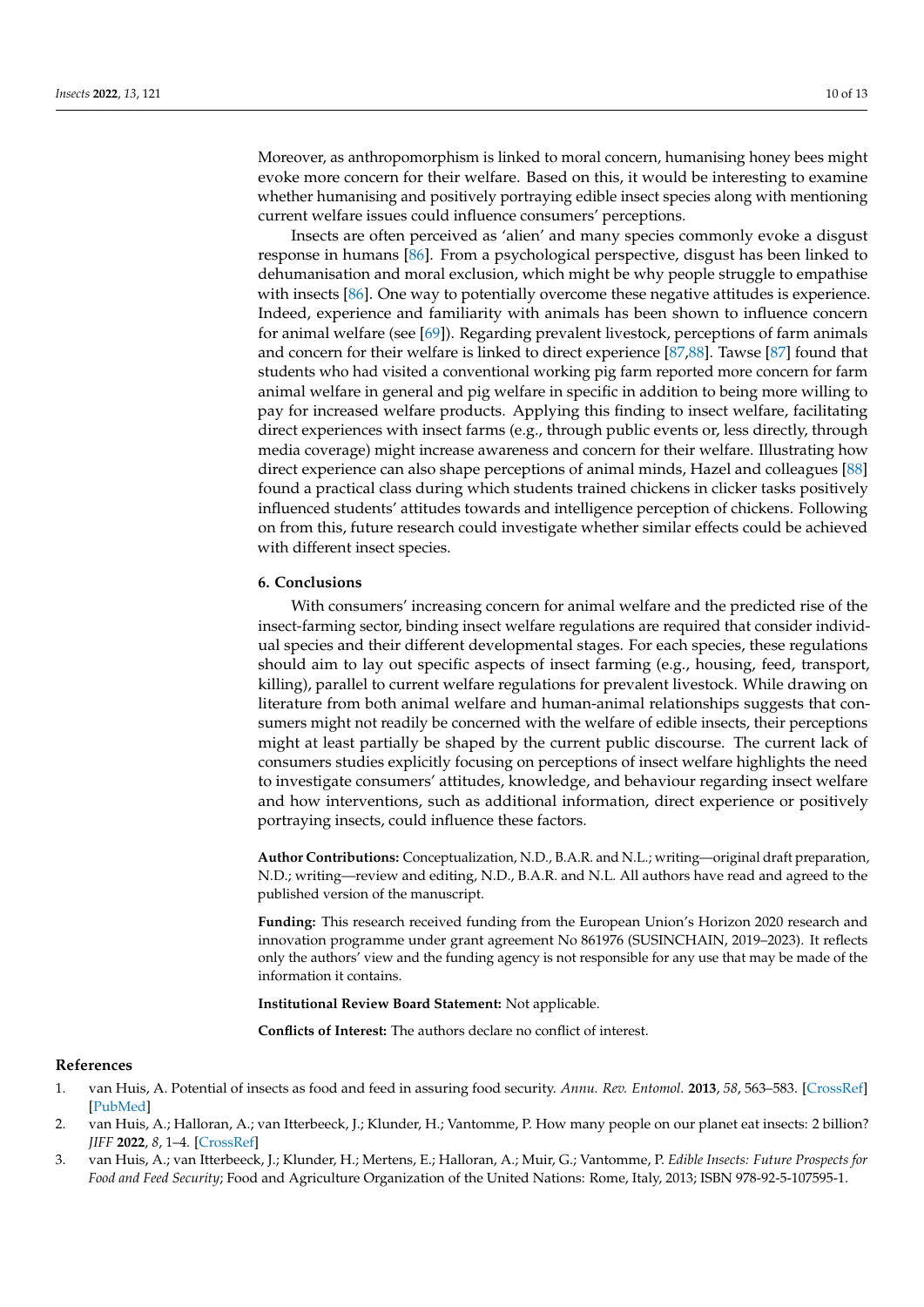Moreover, as anthropomorphism is linked to moral concern, humanising honey bees might evoke more concern for their welfare. Based on this, it would be interesting to examine whether humanising and positively portraying edible insect species along with mentioning current welfare issues could influence consumers' perceptions.

Insects are often perceived as 'alien' and many species commonly evoke a disgust response in humans [86]. From a psychological perspective, disgust has been linked to dehumanisation and moral exclusion, which might be why people struggle to empathise with insects [86]. One way to potentially overcome these negative attitudes is experience. Indeed, experience and familiarity with animals has been shown to influence concern for animal welfare (see [69]). Regarding prevalent livestock, perceptions of farm animals and concern for their welfare is linked to direct experience [87,88]. Tawse [87] found that students who had visited a conventional working pig farm reported more concern for farm animal welfare in general and pig welfare in specific in addition to being more willing to pay for increased welfare products. Applying this finding to insect welfare, facilitating direct experiences with insect farms (e.g., through public events or, less directly, through media coverage) might increase awareness and concern for their welfare. Illustrating how direct experience can also shape perceptions of animal minds, Hazel and colleagues [88] found a practical class during which students trained chickens in clicker tasks positively influenced students' attitudes towards and intelligence perception of chickens. Following on from this, future research could investigate whether similar effects could be achieved with different insect species.

## 6. Conclusions

With consumers' increasing concern for animal welfare and the predicted rise of the insect-farming sector, binding insect welfare regulations are required that consider individual species and their different developmental stages. For each species, these regulations should aim to lay out specific aspects of insect farming (e.g., housing, feed, transport, killing), parallel to current welfare regulations for prevalent livestock. While drawing on literature from both animal welfare and human-animal relationships suggests that consumers might not readily be concerned with the welfare of edible insects, their perceptions might at least partially be shaped by the current public discourse. The current lack of consumers studies explicitly focusing on perceptions of insect welfare highlights the need to investigate consumers' attitudes, knowledge, and behaviour regarding insect welfare and how interventions, such as additional information, direct experience or positively portraying insects, could influence these factors.

**Author Contributions:** Conceptualization, N.D., B.A.R. and N.L.; writing—original draft preparation, N.D.; writing—review and editing, N.D., B.A.R. and N.L. All authors have read and agreed to the published version of the manuscript.

**Funding:** This research received funding from the European Union's Horizon 2020 research and innovation programme under grant agreement No 861976 (SUSINCHAIN, 2019–2023). It reflects only the authors' view and the funding agency is not responsible for any use that may be made of the information it contains.

**Institutional Review Board Statement:** Not applicable.

**Conflicts of Interest:** The authors declare no conflict of interest.

## References

1. van Huis, A. Potential of insects as food and feed in assuring food security. *Annu. Rev. Entomol.* **2013**, *58*, 563–583. [CrossRef] [PubMed]
2. van Huis, A.; Halloran, A.; van Itterbeeck, J.; Klunder, H.; Vantomme, P. How many people on our planet eat insects: 2 billion? *JIFF* **2022**, *8*, 1–4. [CrossRef]
3. van Huis, A.; van Itterbeeck, J.; Klunder, H.; Mertens, E.; Halloran, A.; Muir, G.; Vantomme, P. *Edible Insects: Future Prospects for Food and Feed Security*; Food and Agriculture Organization of the United Nations: Rome, Italy, 2013; ISBN 978-92-5-107595-1.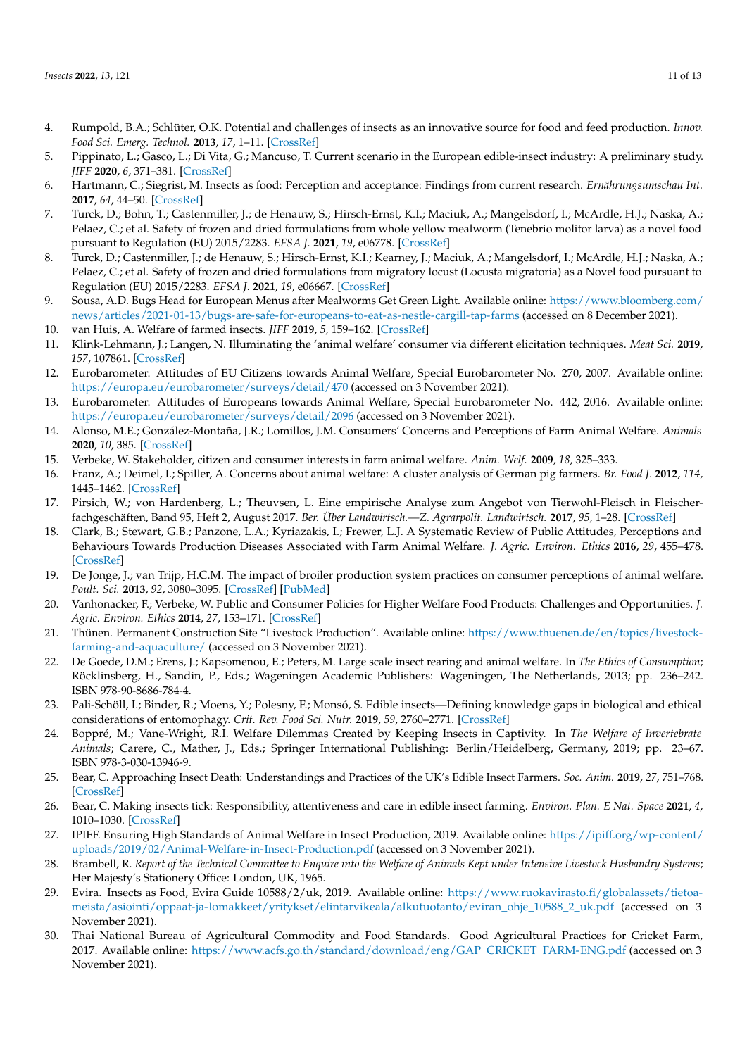4. Rumpold, B.A.; Schlüter, O.K. Potential and challenges of insects as an innovative source for food and feed production. *Innov. Food Sci. Emerg. Technol.* **2013**, *17*, 1–11. [CrossRef]
5. Pippinato, L.; Gasco, L.; Di Vita, G.; Mancuso, T. Current scenario in the European edible-insect industry: A preliminary study. *JIFF* **2020**, *6*, 371–381. [CrossRef]
6. Hartmann, C.; Siegrist, M. Insects as food: Perception and acceptance: Findings from current research. *Ernährungsumschau Int.* **2017**, *64*, 44–50. [CrossRef]
7. Turck, D.; Bohn, T.; Castenmiller, J.; de Henauw, S.; Hirsch-Ernst, K.I.; Maciuk, A.; Mangelsdorf, I.; McArdle, H.J.; Naska, A.; Pelaez, C.; et al. Safety of frozen and dried formulations from whole yellow mealworm (Tenebrio molitor larva) as a novel food pursuant to Regulation (EU) 2015/2283. *EFSA J.* **2021**, *19*, e06778. [CrossRef]
8. Turck, D.; Castenmiller, J.; de Henauw, S.; Hirsch-Ernst, K.I.; Kearney, J.; Maciuk, A.; Mangelsdorf, I.; McArdle, H.J.; Naska, A.; Pelaez, C.; et al. Safety of frozen and dried formulations from migratory locust (Locusta migratoria) as a Novel food pursuant to Regulation (EU) 2015/2283. *EFSA J.* **2021**, *19*, e06667. [CrossRef]
9. Sousa, A.D. Bugs Head for European Menus after Mealworms Get Green Light. Available online: https://www.bloomberg.com/news/articles/2021-01-13/bugs-are-safe-for-europeans-to-eat-as-nestle-cargill-tap-farms (accessed on 8 December 2021).
10. van Huis, A. Welfare of farmed insects. *JIFF* **2019**, *5*, 159–162. [CrossRef]
11. Klink-Lehmann, J.; Langen, N. Illuminating the 'animal welfare' consumer via different elicitation techniques. *Meat Sci.* **2019**, *157*, 107861. [CrossRef]
12. Eurobarometer. Attitudes of EU Citizens towards Animal Welfare, Special Eurobarometer No. 270, 2007. Available online: https://europa.eu/eurobarometer/surveys/detail/470 (accessed on 3 November 2021).
13. Eurobarometer. Attitudes of Europeans towards Animal Welfare, Special Eurobarometer No. 442, 2016. Available online: https://europa.eu/eurobarometer/surveys/detail/2096 (accessed on 3 November 2021).
14. Alonso, M.E.; González-Montaña, J.R.; Lomillos, J.M. Consumers' Concerns and Perceptions of Farm Animal Welfare. *Animals* **2020**, *10*, 385. [CrossRef]
15. Verbeke, W. Stakeholder, citizen and consumer interests in farm animal welfare. *Anim. Welf.* **2009**, *18*, 325–333.
16. Franz, A.; Deimel, I.; Spiller, A. Concerns about animal welfare: A cluster analysis of German pig farmers. *Br. Food J.* **2012**, *114*, 1445–1462. [CrossRef]
17. Pirsich, W.; von Hardenberg, L.; Theuvsen, L. Eine empirische Analyse zum Angebot von Tierwohl-Fleisch in Fleischerfachgeschäften, Band 95, Heft 2, August 2017. *Ber. Über Landwirtsch.—Z. Agrarpolit. Landwirtsch.* **2017**, *95*, 1–28. [CrossRef]
18. Clark, B.; Stewart, G.B.; Panzone, L.A.; Kyriazakis, I.; Frewer, L.J. A Systematic Review of Public Attitudes, Perceptions and Behaviours Towards Production Diseases Associated with Farm Animal Welfare. *J. Agric. Environ. Ethics* **2016**, *29*, 455–478. [CrossRef]
19. De Jonge, J.; van Trijp, H.C.M. The impact of broiler production system practices on consumer perceptions of animal welfare. *Poult. Sci.* **2013**, *92*, 3080–3095. [CrossRef] [PubMed]
20. Vanhonacker, F.; Verbeke, W. Public and Consumer Policies for Higher Welfare Food Products: Challenges and Opportunities. *J. Agric. Environ. Ethics* **2014**, *27*, 153–171. [CrossRef]
21. Thünen. Permanent Construction Site "Livestock Production". Available online: https://www.thuenen.de/en/topics/livestock-farming-and-aquaculture/ (accessed on 3 November 2021).
22. De Goede, D.M.; Erens, J.; Kapsomenou, E.; Peters, M. Large scale insect rearing and animal welfare. In *The Ethics of Consumption*; Röcklinsberg, H., Sandin, P., Eds.; Wageningen Academic Publishers: Wageningen, The Netherlands, 2013; pp. 236–242. ISBN 978-90-8686-784-4.
23. Pali-Schöll, I.; Binder, R.; Moens, Y.; Polesny, F.; Monsó, S. Edible insects—Defining knowledge gaps in biological and ethical considerations of entomophagy. *Crit. Rev. Food Sci. Nutr.* **2019**, *59*, 2760–2771. [CrossRef]
24. Boppré, M.; Vane-Wright, R.I. Welfare Dilemmas Created by Keeping Insects in Captivity. In *The Welfare of Invertebrate Animals*; Carere, C., Mather, J., Eds.; Springer International Publishing: Berlin/Heidelberg, Germany, 2019; pp. 23–67. ISBN 978-3-030-13946-9.
25. Bear, C. Approaching Insect Death: Understandings and Practices of the UK's Edible Insect Farmers. *Soc. Anim.* **2019**, *27*, 751–768. [CrossRef]
26. Bear, C. Making insects tick: Responsibility, attentiveness and care in edible insect farming. *Environ. Plan. E Nat. Space* **2021**, *4*, 1010–1030. [CrossRef]
27. IPIFF. Ensuring High Standards of Animal Welfare in Insect Production, 2019. Available online: https://ipiff.org/wp-content/uploads/2019/02/Animal-Welfare-in-Insect-Production.pdf (accessed on 3 November 2021).
28. Brambell, R. *Report of the Technical Committee to Enquire into the Welfare of Animals Kept under Intensive Livestock Husbandry Systems*; Her Majesty's Stationery Office: London, UK, 1965.
29. Evira. Insects as Food, Evira Guide 10588/2/uk, 2019. Available online: https://www.ruokavirasto.fi/globalassets/tietoa-meista/asiointi/oppaat-ja-lomakkeet/yritykset/elintarvikeala/alkutuotanto/eviran_ohje_10588_2_uk.pdf (accessed on 3 November 2021).
30. Thai National Bureau of Agricultural Commodity and Food Standards. Good Agricultural Practices for Cricket Farm, 2017. Available online: https://www.acfs.go.th/standard/download/eng/GAP_CRICKET_FARM-ENG.pdf (accessed on 3 November 2021).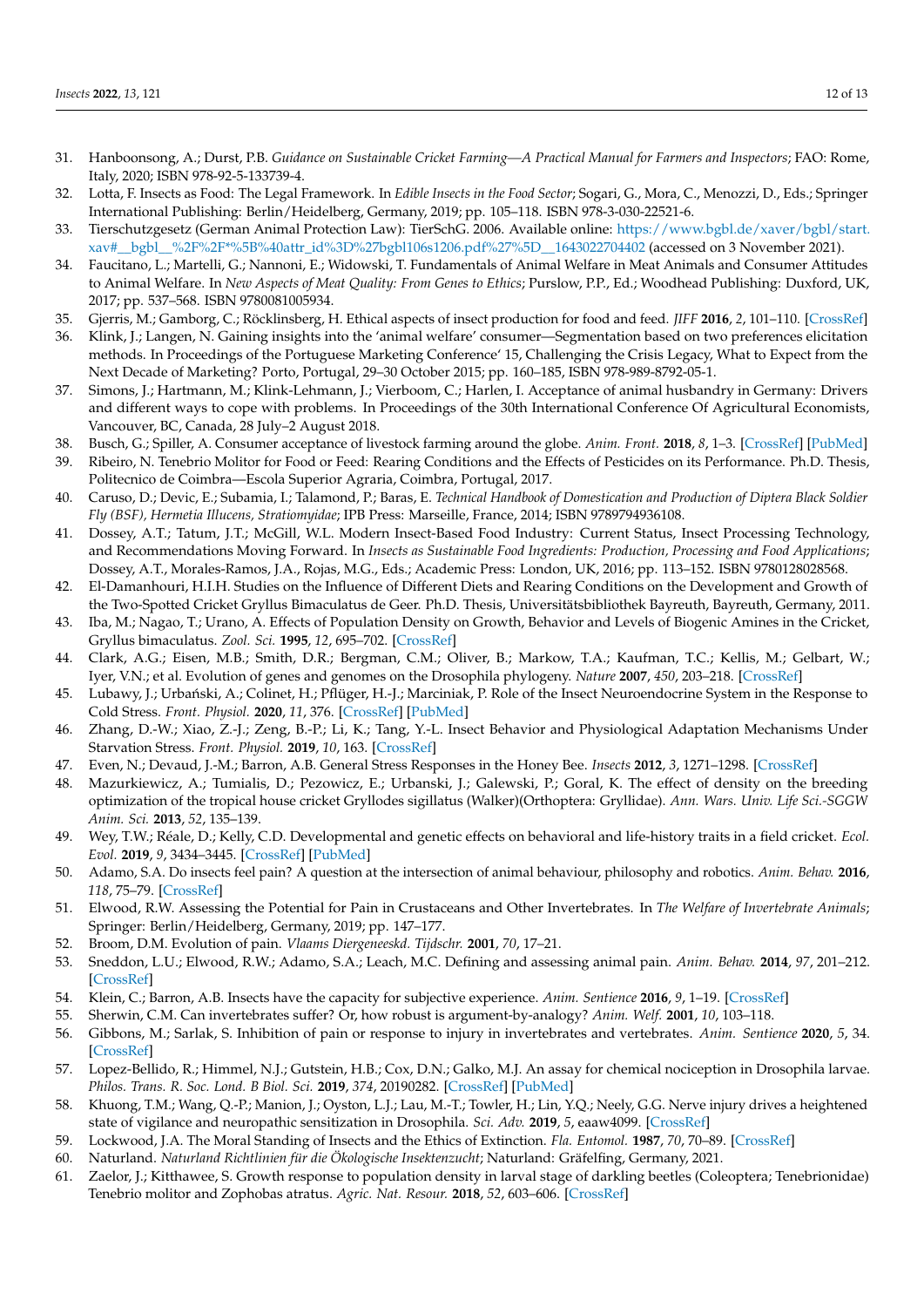31. Hanboonsong, A.; Durst, P.B. *Guidance on Sustainable Cricket Farming—A Practical Manual for Farmers and Inspectors*; FAO: Rome, Italy, 2020; ISBN 978-92-5-133739-4.
32. Lotta, F. Insects as Food: The Legal Framework. In *Edible Insects in the Food Sector*; Sogari, G., Mora, C., Menozzi, D., Eds.; Springer International Publishing: Berlin/Heidelberg, Germany, 2019; pp. 105–118. ISBN 978-3-030-22521-6.
33. Tierschutzgesetz (German Animal Protection Law): TierSchG. 2006. Available online: https://www.bgbl.de/xaver/bgbl/start.xav#__bgbl__%2F%2F*%5B%40attr_id%3D%27bgbl106s1206.pdf%27%5D__1643022704402 (accessed on 3 November 2021).
34. Faucitano, L.; Martelli, G.; Nannoni, E.; Widowski, T. Fundamentals of Animal Welfare in Meat Animals and Consumer Attitudes to Animal Welfare. In *New Aspects of Meat Quality: From Genes to Ethics*; Purslow, P.P., Ed.; Woodhead Publishing: Duxford, UK, 2017; pp. 537–568. ISBN 9780081005934.
35. Gjerris, M.; Gamborg, C.; Röcklinsberg, H. Ethical aspects of insect production for food and feed. *JIFF* **2016**, *2*, 101–110. [CrossRef]
36. Klink, J.; Langen, N. Gaining insights into the 'animal welfare' consumer—Segmentation based on two preferences elicitation methods. In Proceedings of the Portuguese Marketing Conference' 15, Challenging the Crisis Legacy, What to Expect from the Next Decade of Marketing? Porto, Portugal, 29–30 October 2015; pp. 160–185, ISBN 978-989-8792-05-1.
37. Simons, J.; Hartmann, M.; Klink-Lehmann, J.; Vierboom, C.; Harlen, I. Acceptance of animal husbandry in Germany: Drivers and different ways to cope with problems. In Proceedings of the 30th International Conference Of Agricultural Economists, Vancouver, BC, Canada, 28 July–2 August 2018.
38. Busch, G.; Spiller, A. Consumer acceptance of livestock farming around the globe. *Anim. Front.* **2018**, *8*, 1–3. [CrossRef] [PubMed]
39. Ribeiro, N. Tenebrio Molitor for Food or Feed: Rearing Conditions and the Effects of Pesticides on its Performance. Ph.D. Thesis, Politecnico de Coimbra—Escola Superior Agraria, Coimbra, Portugal, 2017.
40. Caruso, D.; Devic, E.; Subamia, I.; Talamond, P.; Baras, E. *Technical Handbook of Domestication and Production of Diptera Black Soldier Fly (BSF), Hermetia Illucens, Stratiomyidae*; IPB Press: Marseille, France, 2014; ISBN 9789794936108.
41. Dossey, A.T.; Tatum, J.T.; McGill, W.L. Modern Insect-Based Food Industry: Current Status, Insect Processing Technology, and Recommendations Moving Forward. In *Insects as Sustainable Food Ingredients: Production, Processing and Food Applications*; Dossey, A.T., Morales-Ramos, J.A., Rojas, M.G., Eds.; Academic Press: London, UK, 2016; pp. 113–152. ISBN 9780128028568.
42. El-Damanhouri, H.I.H. Studies on the Influence of Different Diets and Rearing Conditions on the Development and Growth of the Two-Spotted Cricket Gryllus Bimaculatus de Geer. Ph.D. Thesis, Universitätsbibliothek Bayreuth, Bayreuth, Germany, 2011.
43. Iba, M.; Nagao, T.; Urano, A. Effects of Population Density on Growth, Behavior and Levels of Biogenic Amines in the Cricket, Gryllus bimaculatus. *Zool. Sci.* **1995**, *12*, 695–702. [CrossRef]
44. Clark, A.G.; Eisen, M.B.; Smith, D.R.; Bergman, C.M.; Oliver, B.; Markow, T.A.; Kaufman, T.C.; Kellis, M.; Gelbart, W.; Iyer, V.N.; et al. Evolution of genes and genomes on the Drosophila phylogeny. *Nature* **2007**, *450*, 203–218. [CrossRef]
45. Lubawy, J.; Urbański, A.; Colinet, H.; Pflüger, H.-J.; Marciniak, P. Role of the Insect Neuroendocrine System in the Response to Cold Stress. *Front. Physiol.* **2020**, *11*, 376. [CrossRef] [PubMed]
46. Zhang, D.-W.; Xiao, Z.-J.; Zeng, B.-P.; Li, K.; Tang, Y.-L. Insect Behavior and Physiological Adaptation Mechanisms Under Starvation Stress. *Front. Physiol.* **2019**, *10*, 163. [CrossRef]
47. Even, N.; Devaud, J.-M.; Barron, A.B. General Stress Responses in the Honey Bee. *Insects* **2012**, *3*, 1271–1298. [CrossRef]
48. Mazurkiewicz, A.; Tumialis, D.; Pezowicz, E.; Urbanski, J.; Galewski, P.; Goral, K. The effect of density on the breeding optimization of the tropical house cricket Gryllodes sigillatus (Walker)(Orthoptera: Gryllidae). *Ann. Wars. Univ. Life Sci.-SGGW Anim. Sci.* **2013**, *52*, 135–139.
49. Wey, T.W.; Réale, D.; Kelly, C.D. Developmental and genetic effects on behavioral and life-history traits in a field cricket. *Ecol. Evol.* **2019**, *9*, 3434–3445. [CrossRef] [PubMed]
50. Adamo, S.A. Do insects feel pain? A question at the intersection of animal behaviour, philosophy and robotics. *Anim. Behav.* **2016**, *118*, 75–79. [CrossRef]
51. Elwood, R.W. Assessing the Potential for Pain in Crustaceans and Other Invertebrates. In *The Welfare of Invertebrate Animals*; Springer: Berlin/Heidelberg, Germany, 2019; pp. 147–177.
52. Broom, D.M. Evolution of pain. *Vlaams Diergeneeskd. Tijdschr.* **2001**, *70*, 17–21.
53. Sneddon, L.U.; Elwood, R.W.; Adamo, S.A.; Leach, M.C. Defining and assessing animal pain. *Anim. Behav.* **2014**, *97*, 201–212. [CrossRef]
54. Klein, C.; Barron, A.B. Insects have the capacity for subjective experience. *Anim. Sentience* **2016**, *9*, 1–19. [CrossRef]
55. Sherwin, C.M. Can invertebrates suffer? Or, how robust is argument-by-analogy? *Anim. Welf.* **2001**, *10*, 103–118.
56. Gibbons, M.; Sarlak, S. Inhibition of pain or response to injury in invertebrates and vertebrates. *Anim. Sentience* **2020**, *5*, 34. [CrossRef]
57. Lopez-Bellido, R.; Himmel, N.J.; Gutstein, H.B.; Cox, D.N.; Galko, M.J. An assay for chemical nociception in Drosophila larvae. *Philos. Trans. R. Soc. Lond. B Biol. Sci.* **2019**, *374*, 20190282. [CrossRef] [PubMed]
58. Khuong, T.M.; Wang, Q.-P.; Manion, J.; Oyston, L.J.; Lau, M.-T.; Towler, H.; Lin, Y.Q.; Neely, G.G. Nerve injury drives a heightened state of vigilance and neuropathic sensitization in Drosophila. *Sci. Adv.* **2019**, *5*, eaaw4099. [CrossRef]
59. Lockwood, J.A. The Moral Standing of Insects and the Ethics of Extinction. *Fla. Entomol.* **1987**, *70*, 70–89. [CrossRef]
60. Naturland. *Naturland Richtlinien für die Ökologische Insektenzucht*; Naturland: Gräfelfing, Germany, 2021.
61. Zaelor, J.; Kitthawee, S. Growth response to population density in larval stage of darkling beetles (Coleoptera; Tenebrionidae) Tenebrio molitor and Zophobas atratus. *Agric. Nat. Resour.* **2018**, *52*, 603–606. [CrossRef]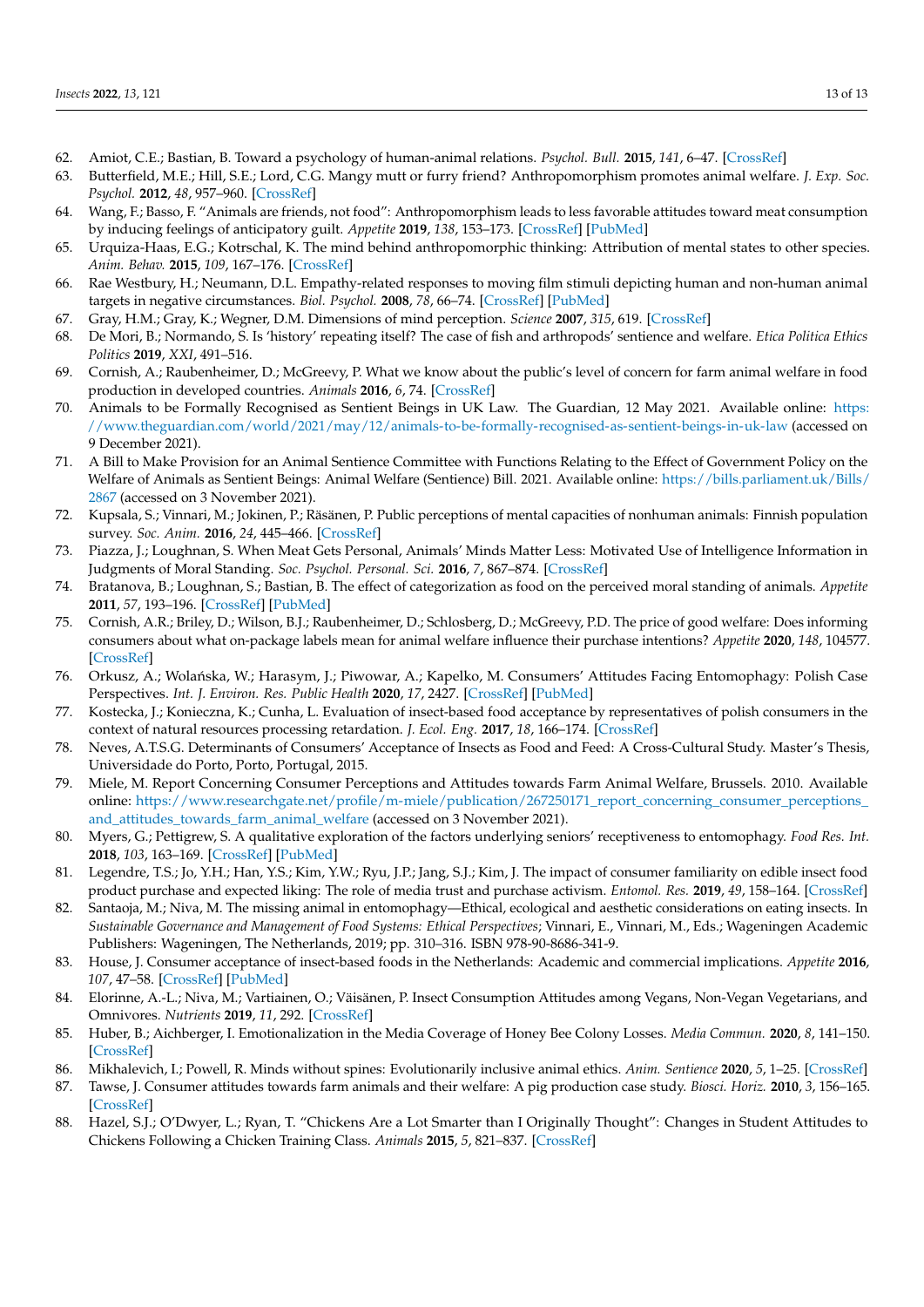62. Amiot, C.E.; Bastian, B. Toward a psychology of human-animal relations. *Psychol. Bull.* **2015**, *141*, 6–47. [CrossRef]
63. Butterfield, M.E.; Hill, S.E.; Lord, C.G. Mangy mutt or furry friend? Anthropomorphism promotes animal welfare. *J. Exp. Soc. Psychol.* **2012**, *48*, 957–960. [CrossRef]
64. Wang, F.; Basso, F. "Animals are friends, not food": Anthropomorphism leads to less favorable attitudes toward meat consumption by inducing feelings of anticipatory guilt. *Appetite* **2019**, *138*, 153–173. [CrossRef] [PubMed]
65. Urquiza-Haas, E.G.; Kotrschal, K. The mind behind anthropomorphic thinking: Attribution of mental states to other species. *Anim. Behav.* **2015**, *109*, 167–176. [CrossRef]
66. Rae Westbury, H.; Neumann, D.L. Empathy-related responses to moving film stimuli depicting human and non-human animal targets in negative circumstances. *Biol. Psychol.* **2008**, *78*, 66–74. [CrossRef] [PubMed]
67. Gray, H.M.; Gray, K.; Wegner, D.M. Dimensions of mind perception. *Science* **2007**, *315*, 619. [CrossRef]
68. De Mori, B.; Normando, S. Is 'history' repeating itself? The case of fish and arthropods' sentience and welfare. *Etica Politica Ethics Politics* **2019**, *XXI*, 491–516.
69. Cornish, A.; Raubenheimer, D.; McGreevy, P. What we know about the public's level of concern for farm animal welfare in food production in developed countries. *Animals* **2016**, *6*, 74. [CrossRef]
70. Animals to be Formally Recognised as Sentient Beings in UK Law. The Guardian, 12 May 2021. Available online: https://www.theguardian.com/world/2021/may/12/animals-to-be-formally-recognised-as-sentient-beings-in-uk-law (accessed on 9 December 2021).
71. A Bill to Make Provision for an Animal Sentience Committee with Functions Relating to the Effect of Government Policy on the Welfare of Animals as Sentient Beings: Animal Welfare (Sentience) Bill. 2021. Available online: https://bills.parliament.uk/Bills/2867 (accessed on 3 November 2021).
72. Kupsala, S.; Vinnari, M.; Jokinen, P.; Räsänen, P. Public perceptions of mental capacities of nonhuman animals: Finnish population survey. *Soc. Anim.* **2016**, *24*, 445–466. [CrossRef]
73. Piazza, J.; Loughnan, S. When Meat Gets Personal, Animals' Minds Matter Less: Motivated Use of Intelligence Information in Judgments of Moral Standing. *Soc. Psychol. Personal. Sci.* **2016**, *7*, 867–874. [CrossRef]
74. Bratanova, B.; Loughnan, S.; Bastian, B. The effect of categorization as food on the perceived moral standing of animals. *Appetite* **2011**, *57*, 193–196. [CrossRef] [PubMed]
75. Cornish, A.R.; Briley, D.; Wilson, B.J.; Raubenheimer, D.; Schlosberg, D.; McGreevy, P.D. The price of good welfare: Does informing consumers about what on-package labels mean for animal welfare influence their purchase intentions? *Appetite* **2020**, *148*, 104577. [CrossRef]
76. Orkusz, A.; Wolańska, W.; Harasym, J.; Piwowar, A.; Kapelko, M. Consumers' Attitudes Facing Entomophagy: Polish Case Perspectives. *Int. J. Environ. Res. Public Health* **2020**, *17*, 2427. [CrossRef] [PubMed]
77. Kostecka, J.; Konieczna, K.; Cunha, L. Evaluation of insect-based food acceptance by representatives of polish consumers in the context of natural resources processing retardation. *J. Ecol. Eng.* **2017**, *18*, 166–174. [CrossRef]
78. Neves, A.T.S.G. Determinants of Consumers' Acceptance of Insects as Food and Feed: A Cross-Cultural Study. Master's Thesis, Universidade do Porto, Porto, Portugal, 2015.
79. Miele, M. Report Concerning Consumer Perceptions and Attitudes towards Farm Animal Welfare, Brussels. 2010. Available online: https://www.researchgate.net/profile/m-miele/publication/267250171_report_concerning_consumer_perceptions_and_attitudes_towards_farm_animal_welfare (accessed on 3 November 2021).
80. Myers, G.; Pettigrew, S. A qualitative exploration of the factors underlying seniors' receptiveness to entomophagy. *Food Res. Int.* **2018**, *103*, 163–169. [CrossRef] [PubMed]
81. Legendre, T.S.; Jo, Y.H.; Han, Y.S.; Kim, Y.W.; Ryu, J.P.; Jang, S.J.; Kim, J. The impact of consumer familiarity on edible insect food product purchase and expected liking: The role of media trust and purchase activism. *Entomol. Res.* **2019**, *49*, 158–164. [CrossRef]
82. Santaoja, M.; Niva, M. The missing animal in entomophagy—Ethical, ecological and aesthetic considerations on eating insects. In *Sustainable Governance and Management of Food Systems: Ethical Perspectives*; Vinnari, E., Vinnari, M., Eds.; Wageningen Academic Publishers: Wageningen, The Netherlands, 2019; pp. 310–316. ISBN 978-90-8686-341-9.
83. House, J. Consumer acceptance of insect-based foods in the Netherlands: Academic and commercial implications. *Appetite* **2016**, *107*, 47–58. [CrossRef] [PubMed]
84. Elorinne, A.-L.; Niva, M.; Vartiainen, O.; Väisänen, P. Insect Consumption Attitudes among Vegans, Non-Vegan Vegetarians, and Omnivores. *Nutrients* **2019**, *11*, 292. [CrossRef]
85. Huber, B.; Aichberger, I. Emotionalization in the Media Coverage of Honey Bee Colony Losses. *Media Commun.* **2020**, *8*, 141–150. [CrossRef]
86. Mikhalevich, I.; Powell, R. Minds without spines: Evolutionarily inclusive animal ethics. *Anim. Sentience* **2020**, *5*, 1–25. [CrossRef]
87. Tawse, J. Consumer attitudes towards farm animals and their welfare: A pig production case study. *Biosci. Horiz.* **2010**, *3*, 156–165. [CrossRef]
88. Hazel, S.J.; O'Dwyer, L.; Ryan, T. "Chickens Are a Lot Smarter than I Originally Thought": Changes in Student Attitudes to Chickens Following a Chicken Training Class. *Animals* **2015**, *5*, 821–837. [CrossRef]